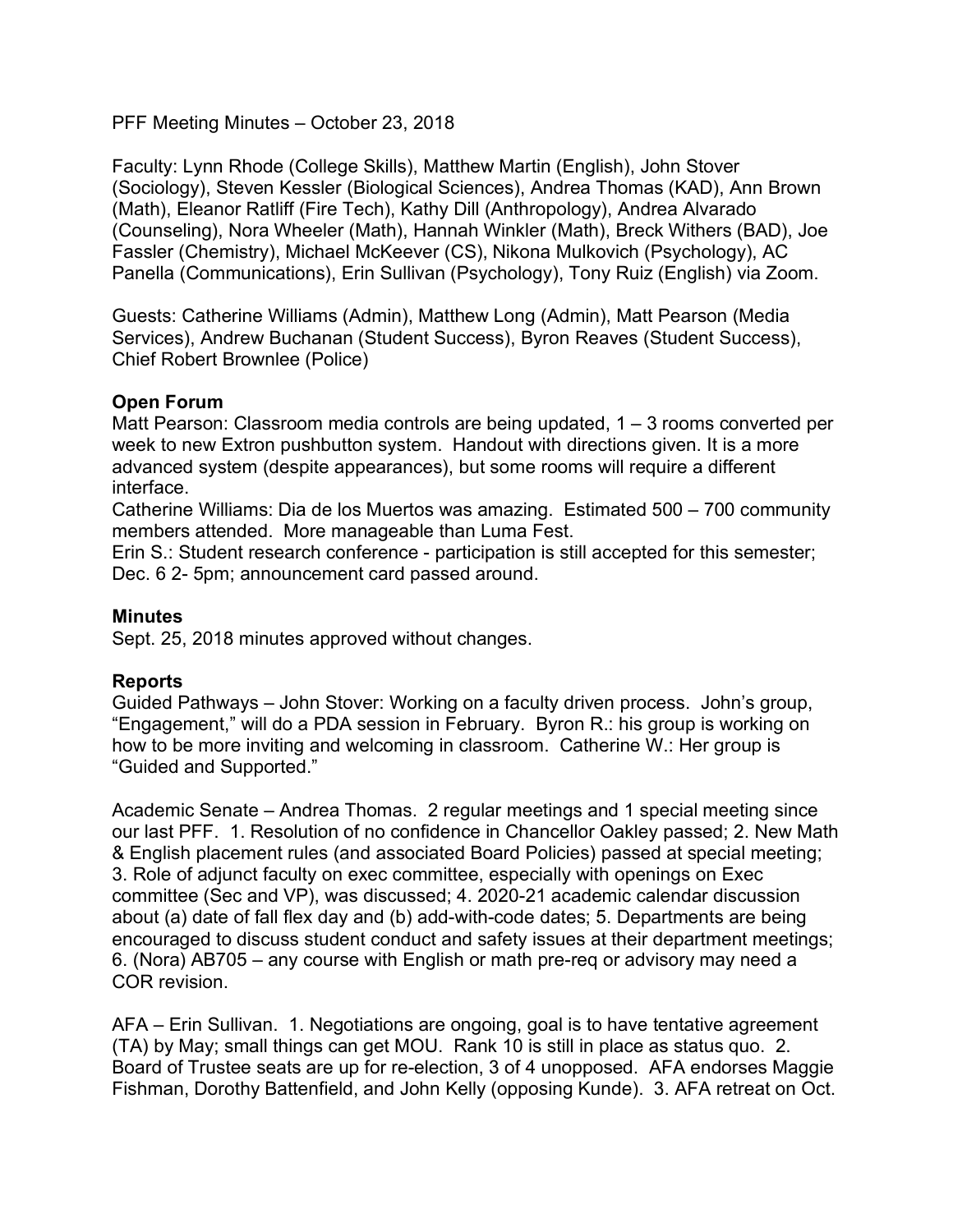PFF Meeting Minutes – October 23, 2018

Faculty: Lynn Rhode (College Skills), Matthew Martin (English), John Stover (Sociology), Steven Kessler (Biological Sciences), Andrea Thomas (KAD), Ann Brown (Math), Eleanor Ratliff (Fire Tech), Kathy Dill (Anthropology), Andrea Alvarado (Counseling), Nora Wheeler (Math), Hannah Winkler (Math), Breck Withers (BAD), Joe Fassler (Chemistry), Michael McKeever (CS), Nikona Mulkovich (Psychology), AC Panella (Communications), Erin Sullivan (Psychology), Tony Ruiz (English) via Zoom.

Guests: Catherine Williams (Admin), Matthew Long (Admin), Matt Pearson (Media Services), Andrew Buchanan (Student Success), Byron Reaves (Student Success), Chief Robert Brownlee (Police)

**Open Forum**

Matt Pearson: Classroom media controls are being updated, 1 – 3 rooms converted per week to new Extron pushbutton system. Handout with directions given. It is a more advanced system (despite appearances), but some rooms will require a different interface.

Catherine Williams: Dia de los Muertos was amazing. Estimated 500 – 700 community members attended. More manageable than Luma Fest.

Erin S.: Student research conference - participation is still accepted for this semester; Dec. 6 2- 5pm; announcement card passed around.

**Minutes**

Sept. 25, 2018 minutes approved without changes.

**Reports**

Guided Pathways – John Stover: Working on a faculty driven process. John's group, "Engagement," will do a PDA session in February. Byron R.: his group is working on how to be more inviting and welcoming in classroom. Catherine W.: Her group is "Guided and Supported."

Academic Senate – Andrea Thomas. 2 regular meetings and 1 special meeting since our last PFF. 1. Resolution of no confidence in Chancellor Oakley passed; 2. New Math & English placement rules (and associated Board Policies) passed at special meeting; 3. Role of adjunct faculty on exec committee, especially with openings on Exec committee (Sec and VP), was discussed; 4. 2020-21 academic calendar discussion about (a) date of fall flex day and (b) add-with-code dates; 5. Departments are being encouraged to discuss student conduct and safety issues at their department meetings; 6. (Nora) AB705 – any course with English or math pre-req or advisory may need a COR revision.

AFA – Erin Sullivan. 1. Negotiations are ongoing, goal is to have tentative agreement (TA) by May; small things can get MOU. Rank 10 is still in place as status quo. 2. Board of Trustee seats are up for re-election, 3 of 4 unopposed. AFA endorses Maggie Fishman, Dorothy Battenfield, and John Kelly (opposing Kunde). 3. AFA retreat on Oct.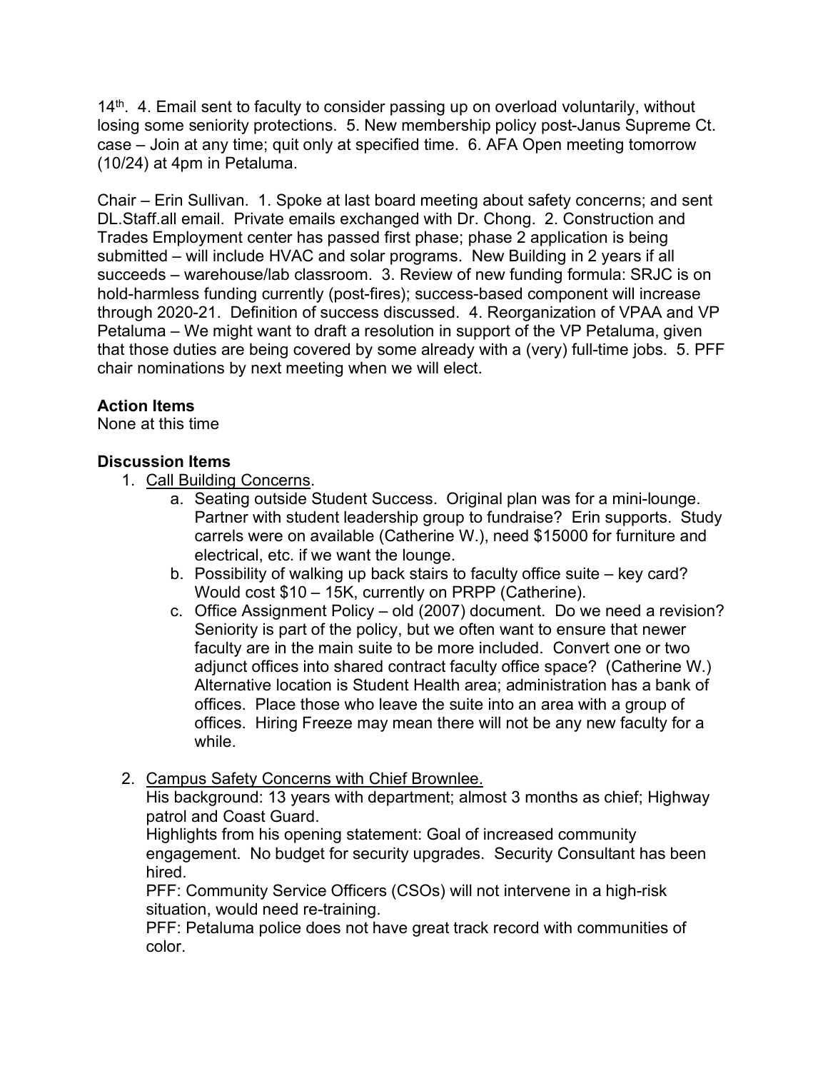14th. 4. Email sent to faculty to consider passing up on overload voluntarily, without losing some seniority protections. 5. New membership policy post-Janus Supreme Ct. case – Join at any time; quit only at specified time. 6. AFA Open meeting tomorrow (10/24) at 4pm in Petaluma.

Chair – Erin Sullivan. 1. Spoke at last board meeting about safety concerns; and sent DL.Staff.all email. Private emails exchanged with Dr. Chong. 2. Construction and Trades Employment center has passed first phase; phase 2 application is being submitted – will include HVAC and solar programs. New Building in 2 years if all succeeds – warehouse/lab classroom. 3. Review of new funding formula: SRJC is on hold-harmless funding currently (post-fires); success-based component will increase through 2020-21. Definition of success discussed. 4. Reorganization of VPAA and VP Petaluma – We might want to draft a resolution in support of the VP Petaluma, given that those duties are being covered by some already with a (very) full-time jobs. 5. PFF chair nominations by next meeting when we will elect.

**Action Items**
None at this time

**Discussion Items**

1. Call Building Concerns.
   a. Seating outside Student Success. Original plan was for a mini-lounge. Partner with student leadership group to fundraise? Erin supports. Study carrels were on available (Catherine W.), need $15000 for furniture and electrical, etc. if we want the lounge.
   b. Possibility of walking up back stairs to faculty office suite – key card? Would cost $10 – 15K, currently on PRPP (Catherine).
   c. Office Assignment Policy – old (2007) document. Do we need a revision? Seniority is part of the policy, but we often want to ensure that newer faculty are in the main suite to be more included. Convert one or two adjunct offices into shared contract faculty office space? (Catherine W.) Alternative location is Student Health area; administration has a bank of offices. Place those who leave the suite into an area with a group of offices. Hiring Freeze may mean there will not be any new faculty for a while.

2. Campus Safety Concerns with Chief Brownlee.
   His background: 13 years with department; almost 3 months as chief; Highway patrol and Coast Guard.
   Highlights from his opening statement: Goal of increased community engagement. No budget for security upgrades. Security Consultant has been hired.
   PFF: Community Service Officers (CSOs) will not intervene in a high-risk situation, would need re-training.
   PFF: Petaluma police does not have great track record with communities of color.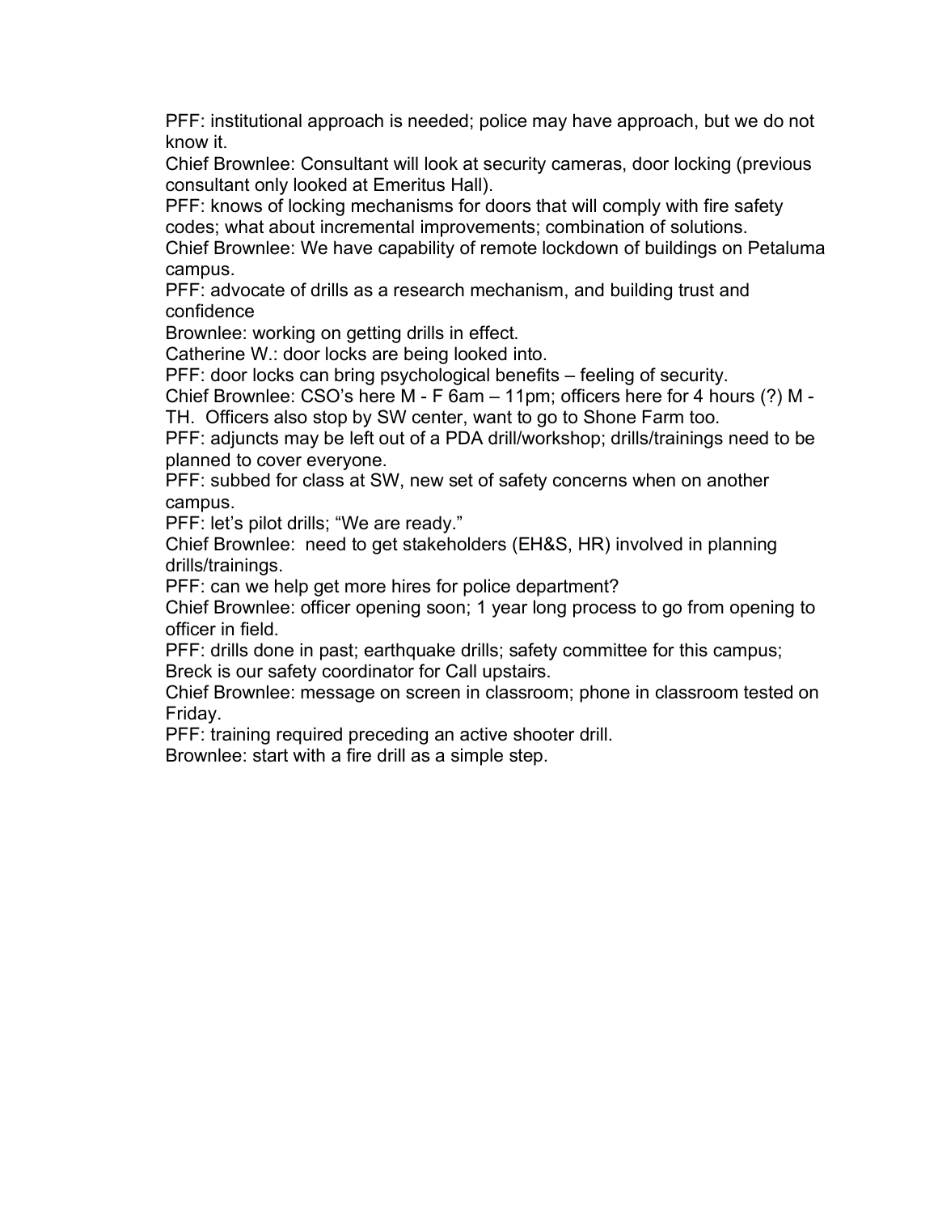PFF: institutional approach is needed; police may have approach, but we do not know it.
Chief Brownlee: Consultant will look at security cameras, door locking (previous consultant only looked at Emeritus Hall).
PFF: knows of locking mechanisms for doors that will comply with fire safety codes; what about incremental improvements; combination of solutions.
Chief Brownlee: We have capability of remote lockdown of buildings on Petaluma campus.
PFF: advocate of drills as a research mechanism, and building trust and confidence
Brownlee: working on getting drills in effect.
Catherine W.: door locks are being looked into.
PFF: door locks can bring psychological benefits – feeling of security.
Chief Brownlee: CSO's here M - F 6am – 11pm; officers here for 4 hours (?) M - TH. Officers also stop by SW center, want to go to Shone Farm too.
PFF: adjuncts may be left out of a PDA drill/workshop; drills/trainings need to be planned to cover everyone.
PFF: subbed for class at SW, new set of safety concerns when on another campus.
PFF: let's pilot drills; "We are ready."
Chief Brownlee: need to get stakeholders (EH&S, HR) involved in planning drills/trainings.
PFF: can we help get more hires for police department?
Chief Brownlee: officer opening soon; 1 year long process to go from opening to officer in field.
PFF: drills done in past; earthquake drills; safety committee for this campus; Breck is our safety coordinator for Call upstairs.
Chief Brownlee: message on screen in classroom; phone in classroom tested on Friday.
PFF: training required preceding an active shooter drill.
Brownlee: start with a fire drill as a simple step.